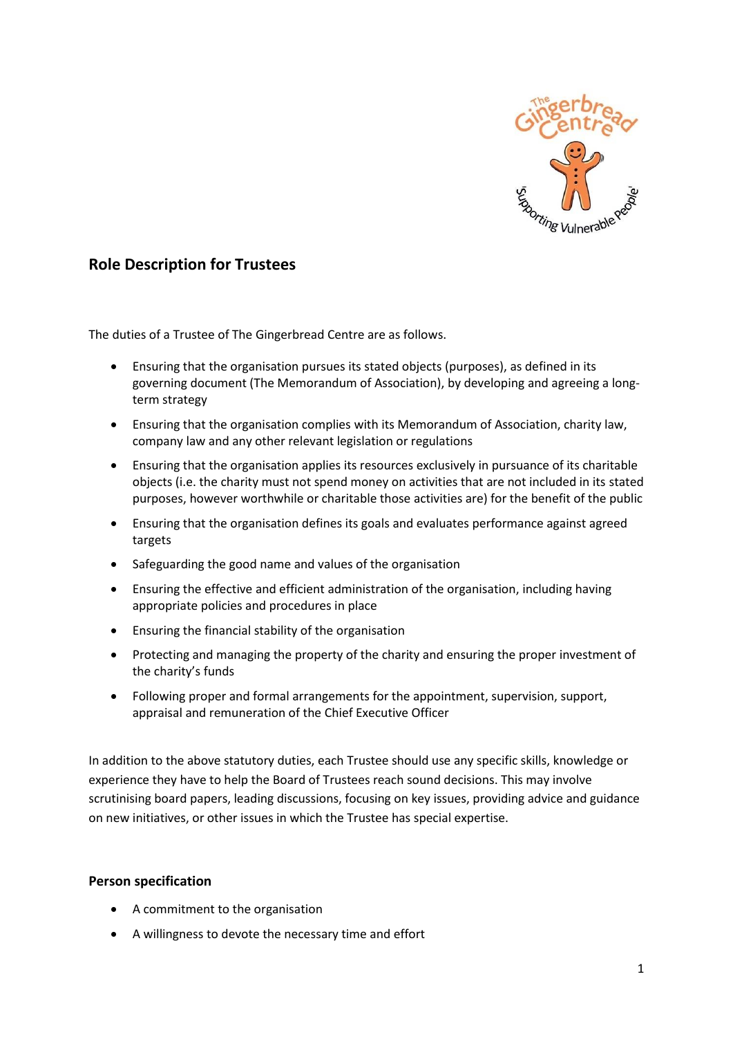## Role Description for Trustees

The duties of a Trustee of The Gingerbread Centre are as follows.

- Ensuring that the organisation pursues its stated objects (purposes), as defined in its governing document (The Memorandum of Association), by developing and agreeing a long-term strategy
- Ensuring that the organisation complies with its Memorandum of Association, charity law, company law and any other relevant legislation or regulations
- Ensuring that the organisation applies its resources exclusively in pursuance of its charitable objects (i.e. the charity must not spend money on activities that are not included in its stated purposes, however worthwhile or charitable those activities are) for the benefit of the public
- Ensuring that the organisation defines its goals and evaluates performance against agreed targets
- Safeguarding the good name and values of the organisation
- Ensuring the effective and efficient administration of the organisation, including having appropriate policies and procedures in place
- Ensuring the financial stability of the organisation
- Protecting and managing the property of the charity and ensuring the proper investment of the charity's funds
- Following proper and formal arrangements for the appointment, supervision, support, appraisal and remuneration of the Chief Executive Officer

In addition to the above statutory duties, each Trustee should use any specific skills, knowledge or experience they have to help the Board of Trustees reach sound decisions. This may involve scrutinising board papers, leading discussions, focusing on key issues, providing advice and guidance on new initiatives, or other issues in which the Trustee has special expertise.

### Person specification

- A commitment to the organisation
- A willingness to devote the necessary time and effort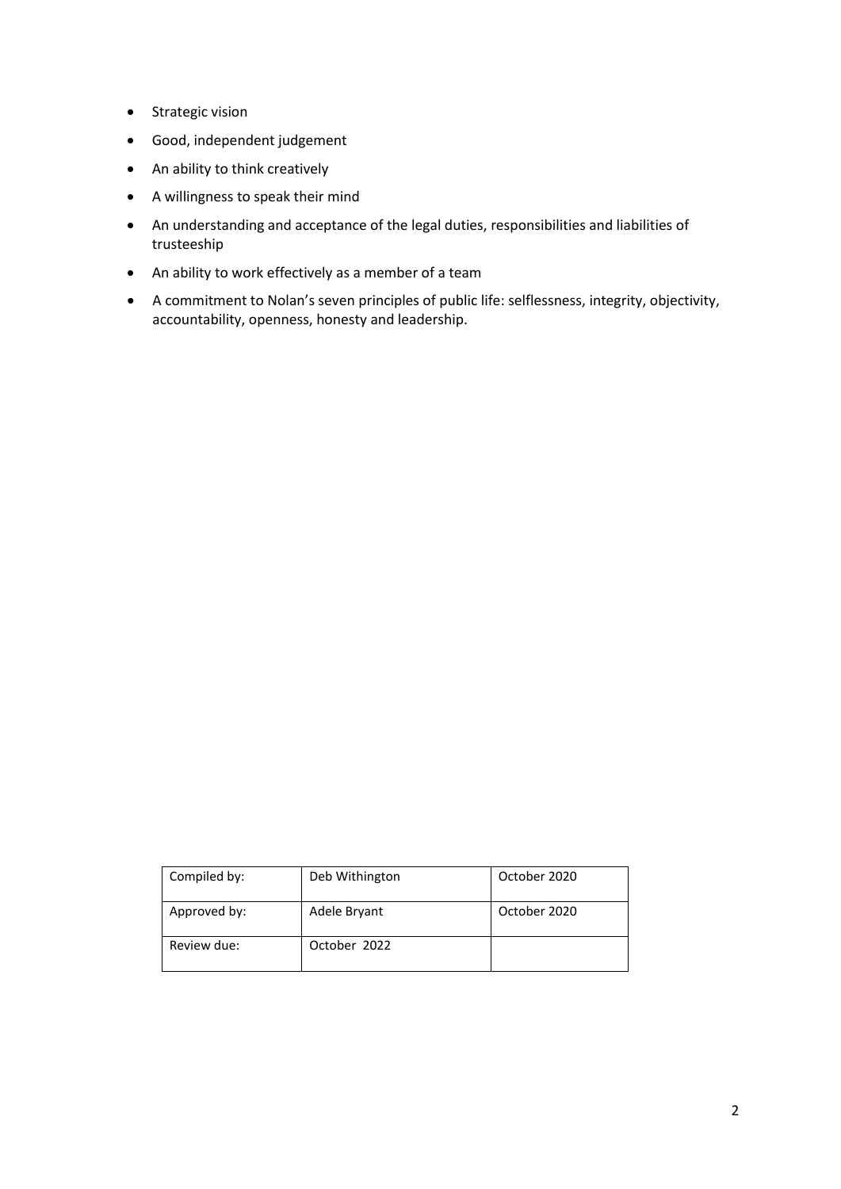- Strategic vision
- Good, independent judgement
- An ability to think creatively
- A willingness to speak their mind
- An understanding and acceptance of the legal duties, responsibilities and liabilities of trusteeship
- An ability to work effectively as a member of a team
- A commitment to Nolan's seven principles of public life: selflessness, integrity, objectivity, accountability, openness, honesty and leadership.

| | | |
|---|---|---|
| Compiled by: | Deb Withington | October 2020 |
| Approved by: | Adele Bryant | October 2020 |
| Review due: | October 2022 | |